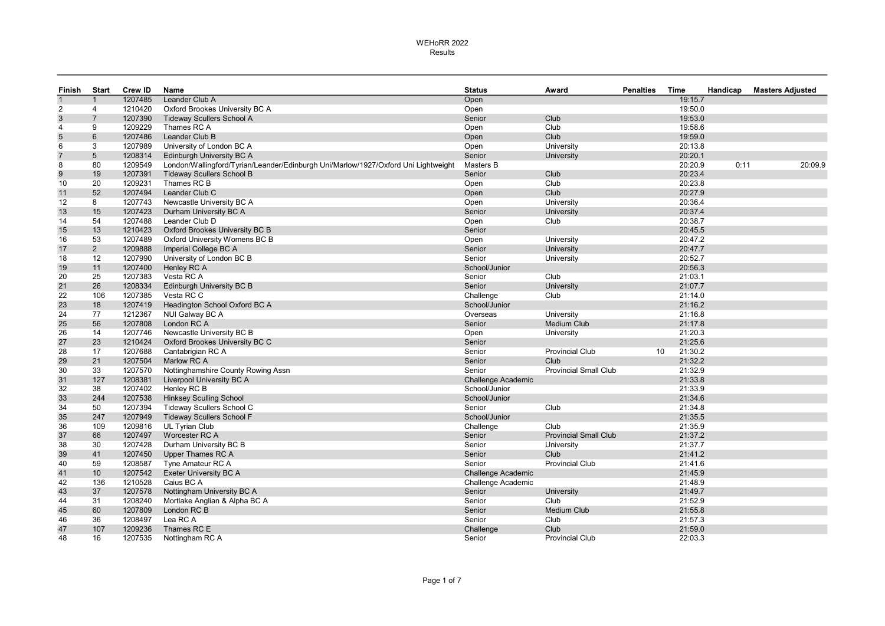# WEHoRR 2022
## Results

| Finish | Start | Crew ID | Name | Status | Award | Penalties | Time | Handicap | Masters Adjusted |
|---|---|---|---|---|---|---|---|---|---|
| 1 | 1 | 1207485 | Leander Club A | Open | | | 19:15.7 | | |
| 2 | 4 | 1210420 | Oxford Brookes University BC A | Open | | | 19:50.0 | | |
| 3 | 7 | 1207390 | Tideway Scullers School A | Senior | Club | | 19:53.0 | | |
| 4 | 9 | 1209229 | Thames RC A | Open | Club | | 19:58.6 | | |
| 5 | 6 | 1207486 | Leander Club B | Open | Club | | 19:59.0 | | |
| 6 | 3 | 1207989 | University of London BC A | Open | University | | 20:13.8 | | |
| 7 | 5 | 1208314 | Edinburgh University BC A | Senior | University | | 20:20.1 | | |
| 8 | 80 | 1209549 | London/Wallingford/Tyrian/Leander/Edinburgh Uni/Marlow/1927/Oxford Uni Lightweight | Masters B | | | 20:20.9 | 0:11 | 20:09.9 |
| 9 | 19 | 1207391 | Tideway Scullers School B | Senior | Club | | 20:23.4 | | |
| 10 | 20 | 1209231 | Thames RC B | Open | Club | | 20:23.8 | | |
| 11 | 52 | 1207494 | Leander Club C | Open | Club | | 20:27.9 | | |
| 12 | 8 | 1207743 | Newcastle University BC A | Open | University | | 20:36.4 | | |
| 13 | 15 | 1207423 | Durham University BC A | Senior | University | | 20:37.4 | | |
| 14 | 54 | 1207488 | Leander Club D | Open | Club | | 20:38.7 | | |
| 15 | 13 | 1210423 | Oxford Brookes University BC B | Senior | | | 20:45.5 | | |
| 16 | 53 | 1207489 | Oxford University Womens BC B | Open | University | | 20:47.2 | | |
| 17 | 2 | 1209888 | Imperial College BC A | Senior | University | | 20:47.7 | | |
| 18 | 12 | 1207990 | University of London BC B | Senior | University | | 20:52.7 | | |
| 19 | 11 | 1207400 | Henley RC A | School/Junior | | | 20:56.3 | | |
| 20 | 25 | 1207383 | Vesta RC A | Senior | Club | | 21:03.1 | | |
| 21 | 26 | 1208334 | Edinburgh University BC B | Senior | University | | 21:07.7 | | |
| 22 | 106 | 1207385 | Vesta RC C | Challenge | Club | | 21:14.0 | | |
| 23 | 18 | 1207419 | Headington School Oxford BC A | School/Junior | | | 21:16.2 | | |
| 24 | 77 | 1212367 | NUI Galway BC A | Overseas | University | | 21:16.8 | | |
| 25 | 56 | 1207808 | London RC A | Senior | Medium Club | | 21:17.8 | | |
| 26 | 14 | 1207746 | Newcastle University BC B | Open | University | | 21:20.3 | | |
| 27 | 23 | 1210424 | Oxford Brookes University BC C | Senior | | | 21:25.6 | | |
| 28 | 17 | 1207688 | Cantabrigian RC A | Senior | Provincial Club | 10 | 21:30.2 | | |
| 29 | 21 | 1207504 | Marlow RC A | Senior | Club | | 21:32.2 | | |
| 30 | 33 | 1207570 | Nottinghamshire County Rowing Assn | Senior | Provincial Small Club | | 21:32.9 | | |
| 31 | 127 | 1208381 | Liverpool University BC A | Challenge Academic | | | 21:33.8 | | |
| 32 | 38 | 1207402 | Henley RC B | School/Junior | | | 21:33.9 | | |
| 33 | 244 | 1207538 | Hinksey Sculling School | School/Junior | | | 21:34.6 | | |
| 34 | 50 | 1207394 | Tideway Scullers School C | Senior | Club | | 21:34.8 | | |
| 35 | 247 | 1207949 | Tideway Scullers School F | School/Junior | | | 21:35.5 | | |
| 36 | 109 | 1209816 | UL Tyrian Club | Challenge | Club | | 21:35.9 | | |
| 37 | 66 | 1207497 | Worcester RC A | Senior | Provincial Small Club | | 21:37.2 | | |
| 38 | 30 | 1207428 | Durham University BC B | Senior | University | | 21:37.7 | | |
| 39 | 41 | 1207450 | Upper Thames RC A | Senior | Club | | 21:41.2 | | |
| 40 | 59 | 1208587 | Tyne Amateur RC A | Senior | Provincial Club | | 21:41.6 | | |
| 41 | 10 | 1207542 | Exeter University BC A | Challenge Academic | | | 21:45.9 | | |
| 42 | 136 | 1210528 | Caius BC A | Challenge Academic | | | 21:48.9 | | |
| 43 | 37 | 1207578 | Nottingham University BC A | Senior | University | | 21:49.7 | | |
| 44 | 31 | 1208240 | Mortlake Anglian & Alpha BC A | Senior | Club | | 21:52.9 | | |
| 45 | 60 | 1207809 | London RC B | Senior | Medium Club | | 21:55.8 | | |
| 46 | 36 | 1208497 | Lea RC A | Senior | Club | | 21:57.3 | | |
| 47 | 107 | 1209236 | Thames RC E | Challenge | Club | | 21:59.0 | | |
| 48 | 16 | 1207535 | Nottingham RC A | Senior | Provincial Club | | 22:03.3 | | |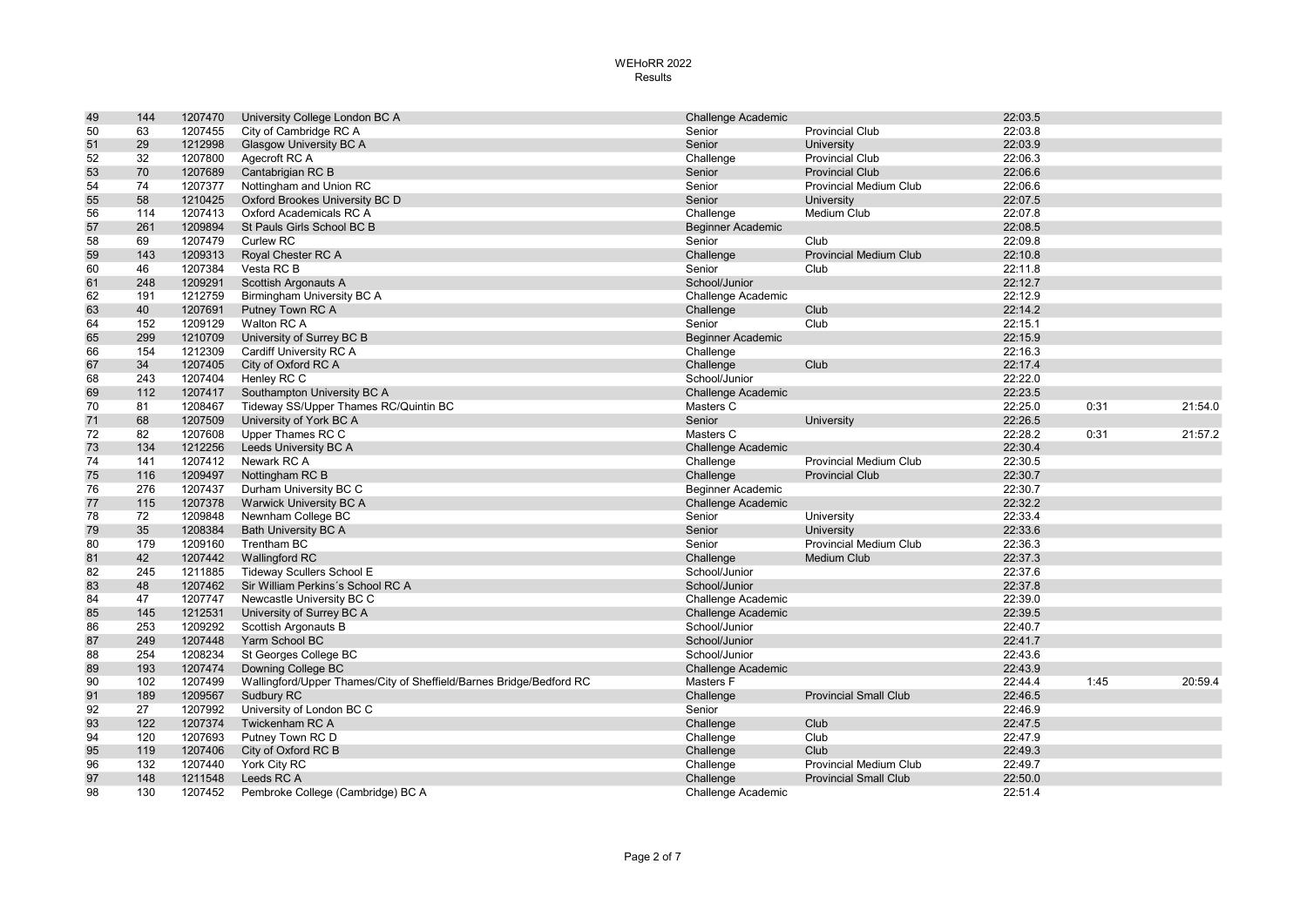# WEHoRR 2022

## Results

| | | | | | | | | |
|---|---|---|---|---|---|---|---|---|
| 49 | 144 | 1207470 | University College London BC A | Challenge Academic | | 22:03.5 | | |
| 50 | 63 | 1207455 | City of Cambridge RC A | Senior | Provincial Club | 22:03.8 | | |
| 51 | 29 | 1212998 | Glasgow University BC A | Senior | University | 22:03.9 | | |
| 52 | 32 | 1207800 | Agecroft RC A | Challenge | Provincial Club | 22:06.3 | | |
| 53 | 70 | 1207689 | Cantabrigian RC B | Senior | Provincial Club | 22:06.6 | | |
| 54 | 74 | 1207377 | Nottingham and Union RC | Senior | Provincial Medium Club | 22:06.6 | | |
| 55 | 58 | 1210425 | Oxford Brookes University BC D | Senior | University | 22:07.5 | | |
| 56 | 114 | 1207413 | Oxford Academicals RC A | Challenge | Medium Club | 22:07.8 | | |
| 57 | 261 | 1209894 | St Pauls Girls School BC B | Beginner Academic | | 22:08.5 | | |
| 58 | 69 | 1207479 | Curlew RC | Senior | Club | 22:09.8 | | |
| 59 | 143 | 1209313 | Royal Chester RC A | Challenge | Provincial Medium Club | 22:10.8 | | |
| 60 | 46 | 1207384 | Vesta RC B | Senior | Club | 22:11.8 | | |
| 61 | 248 | 1209291 | Scottish Argonauts A | School/Junior | | 22:12.7 | | |
| 62 | 191 | 1212759 | Birmingham University BC A | Challenge Academic | | 22:12.9 | | |
| 63 | 40 | 1207691 | Putney Town RC A | Challenge | Club | 22:14.2 | | |
| 64 | 152 | 1209129 | Walton RC A | Senior | Club | 22:15.1 | | |
| 65 | 299 | 1210709 | University of Surrey BC B | Beginner Academic | | 22:15.9 | | |
| 66 | 154 | 1212309 | Cardiff University RC A | Challenge | | 22:16.3 | | |
| 67 | 34 | 1207405 | City of Oxford RC A | Challenge | Club | 22:17.4 | | |
| 68 | 243 | 1207404 | Henley RC C | School/Junior | | 22:22.0 | | |
| 69 | 112 | 1207417 | Southampton University BC A | Challenge Academic | | 22:23.5 | | |
| 70 | 81 | 1208467 | Tideway SS/Upper Thames RC/Quintin BC | Masters C | | 22:25.0 | 0:31 | 21:54.0 |
| 71 | 68 | 1207509 | University of York BC A | Senior | University | 22:26.5 | | |
| 72 | 82 | 1207608 | Upper Thames RC C | Masters C | | 22:28.2 | 0:31 | 21:57.2 |
| 73 | 134 | 1212256 | Leeds University BC A | Challenge Academic | | 22:30.4 | | |
| 74 | 141 | 1207412 | Newark RC A | Challenge | Provincial Medium Club | 22:30.5 | | |
| 75 | 116 | 1209497 | Nottingham RC B | Challenge | Provincial Club | 22:30.7 | | |
| 76 | 276 | 1207437 | Durham University BC C | Beginner Academic | | 22:30.7 | | |
| 77 | 115 | 1207378 | Warwick University BC A | Challenge Academic | | 22:32.2 | | |
| 78 | 72 | 1209848 | Newnham College BC | Senior | University | 22:33.4 | | |
| 79 | 35 | 1208384 | Bath University BC A | Senior | University | 22:33.6 | | |
| 80 | 179 | 1209160 | Trentham BC | Senior | Provincial Medium Club | 22:36.3 | | |
| 81 | 42 | 1207442 | Wallingford RC | Challenge | Medium Club | 22:37.3 | | |
| 82 | 245 | 1211885 | Tideway Scullers School E | School/Junior | | 22:37.6 | | |
| 83 | 48 | 1207462 | Sir William Perkins´s School RC A | School/Junior | | 22:37.8 | | |
| 84 | 47 | 1207747 | Newcastle University BC C | Challenge Academic | | 22:39.0 | | |
| 85 | 145 | 1212531 | University of Surrey BC A | Challenge Academic | | 22:39.5 | | |
| 86 | 253 | 1209292 | Scottish Argonauts B | School/Junior | | 22:40.7 | | |
| 87 | 249 | 1207448 | Yarm School BC | School/Junior | | 22:41.7 | | |
| 88 | 254 | 1208234 | St Georges College BC | School/Junior | | 22:43.6 | | |
| 89 | 193 | 1207474 | Downing College BC | Challenge Academic | | 22:43.9 | | |
| 90 | 102 | 1207499 | Wallingford/Upper Thames/City of Sheffield/Barnes Bridge/Bedford RC | Masters F | | 22:44.4 | 1:45 | 20:59.4 |
| 91 | 189 | 1209567 | Sudbury RC | Challenge | Provincial Small Club | 22:46.5 | | |
| 92 | 27 | 1207992 | University of London BC C | Senior | | 22:46.9 | | |
| 93 | 122 | 1207374 | Twickenham RC A | Challenge | Club | 22:47.5 | | |
| 94 | 120 | 1207693 | Putney Town RC D | Challenge | Club | 22:47.9 | | |
| 95 | 119 | 1207406 | City of Oxford RC B | Challenge | Club | 22:49.3 | | |
| 96 | 132 | 1207440 | York City RC | Challenge | Provincial Medium Club | 22:49.7 | | |
| 97 | 148 | 1211548 | Leeds RC A | Challenge | Provincial Small Club | 22:50.0 | | |
| 98 | 130 | 1207452 | Pembroke College (Cambridge) BC A | Challenge Academic | | 22:51.4 | | |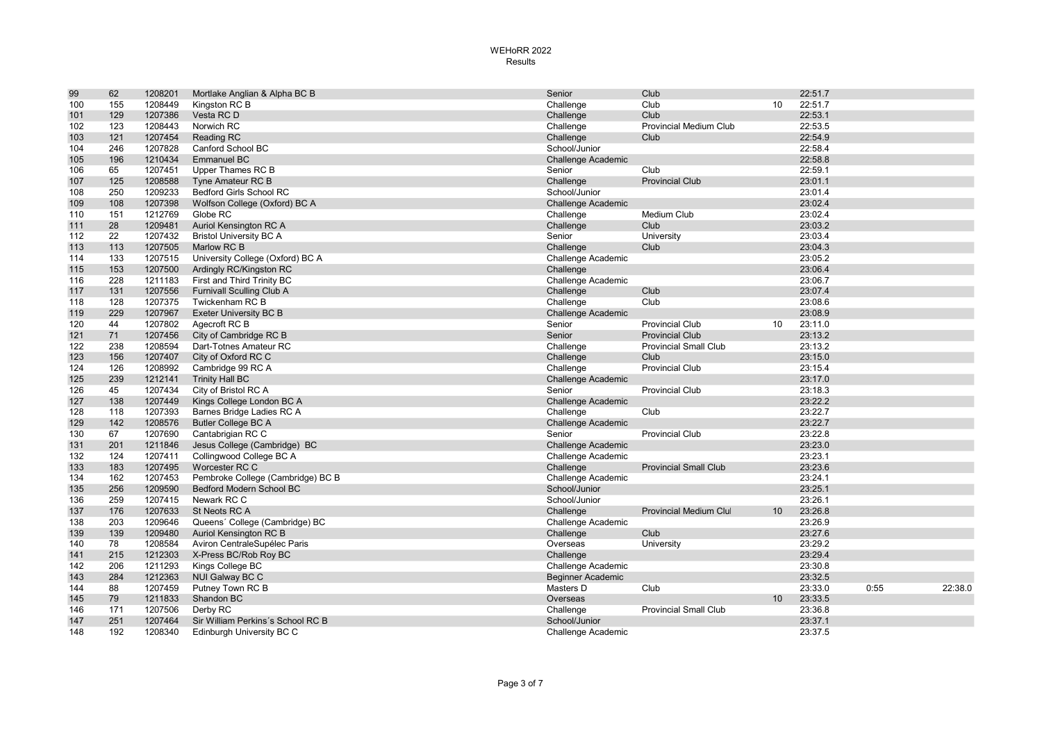# WEHoRR 2022
## Results

| | | | | | | | | | |
|---|---|---|---|---|---|---|---|---|---|
| 99 | 62 | 1208201 | Mortlake Anglian & Alpha BC B | Senior | Club | | 22:51.7 | | |
| 100 | 155 | 1208449 | Kingston RC B | Challenge | Club | 10 | 22:51.7 | | |
| 101 | 129 | 1207386 | Vesta RC D | Challenge | Club | | 22:53.1 | | |
| 102 | 123 | 1208443 | Norwich RC | Challenge | Provincial Medium Club | | 22:53.5 | | |
| 103 | 121 | 1207454 | Reading RC | Challenge | Club | | 22:54.9 | | |
| 104 | 246 | 1207828 | Canford School BC | School/Junior | | | 22:58.4 | | |
| 105 | 196 | 1210434 | Emmanuel BC | Challenge Academic | | | 22:58.8 | | |
| 106 | 65 | 1207451 | Upper Thames RC B | Senior | Club | | 22:59.1 | | |
| 107 | 125 | 1208588 | Tyne Amateur RC B | Challenge | Provincial Club | | 23:01.1 | | |
| 108 | 250 | 1209233 | Bedford Girls School RC | School/Junior | | | 23:01.4 | | |
| 109 | 108 | 1207398 | Wolfson College (Oxford) BC A | Challenge Academic | | | 23:02.4 | | |
| 110 | 151 | 1212769 | Globe RC | Challenge | Medium Club | | 23:02.4 | | |
| 111 | 28 | 1209481 | Auriol Kensington RC A | Challenge | Club | | 23:03.2 | | |
| 112 | 22 | 1207432 | Bristol University BC A | Senior | University | | 23:03.4 | | |
| 113 | 113 | 1207505 | Marlow RC B | Challenge | Club | | 23:04.3 | | |
| 114 | 133 | 1207515 | University College (Oxford) BC A | Challenge Academic | | | 23:05.2 | | |
| 115 | 153 | 1207500 | Ardingly RC/Kingston RC | Challenge | | | 23:06.4 | | |
| 116 | 228 | 1211183 | First and Third Trinity BC | Challenge Academic | | | 23:06.7 | | |
| 117 | 131 | 1207556 | Furnivall Sculling Club A | Challenge | Club | | 23:07.4 | | |
| 118 | 128 | 1207375 | Twickenham RC B | Challenge | Club | | 23:08.6 | | |
| 119 | 229 | 1207967 | Exeter University BC B | Challenge Academic | | | 23:08.9 | | |
| 120 | 44 | 1207802 | Agecroft RC B | Senior | Provincial Club | 10 | 23:11.0 | | |
| 121 | 71 | 1207456 | City of Cambridge RC B | Senior | Provincial Club | | 23:13.2 | | |
| 122 | 238 | 1208594 | Dart-Totnes Amateur RC | Challenge | Provincial Small Club | | 23:13.2 | | |
| 123 | 156 | 1207407 | City of Oxford RC C | Challenge | Club | | 23:15.0 | | |
| 124 | 126 | 1208992 | Cambridge 99 RC A | Challenge | Provincial Club | | 23:15.4 | | |
| 125 | 239 | 1212141 | Trinity Hall BC | Challenge Academic | | | 23:17.0 | | |
| 126 | 45 | 1207434 | City of Bristol RC A | Senior | Provincial Club | | 23:18.3 | | |
| 127 | 138 | 1207449 | Kings College London BC A | Challenge Academic | | | 23:22.2 | | |
| 128 | 118 | 1207393 | Barnes Bridge Ladies RC A | Challenge | Club | | 23:22.7 | | |
| 129 | 142 | 1208576 | Butler College BC A | Challenge Academic | | | 23:22.7 | | |
| 130 | 67 | 1207690 | Cantabrigian RC C | Senior | Provincial Club | | 23:22.8 | | |
| 131 | 201 | 1211846 | Jesus College (Cambridge) BC | Challenge Academic | | | 23:23.0 | | |
| 132 | 124 | 1207411 | Collingwood College BC A | Challenge Academic | | | 23:23.1 | | |
| 133 | 183 | 1207495 | Worcester RC C | Challenge | Provincial Small Club | | 23:23.6 | | |
| 134 | 162 | 1207453 | Pembroke College (Cambridge) BC B | Challenge Academic | | | 23:24.1 | | |
| 135 | 256 | 1209590 | Bedford Modern School BC | School/Junior | | | 23:25.1 | | |
| 136 | 259 | 1207415 | Newark RC C | School/Junior | | | 23:26.1 | | |
| 137 | 176 | 1207633 | St Neots RC A | Challenge | Provincial Medium Clul | 10 | 23:26.8 | | |
| 138 | 203 | 1209646 | Queens´ College (Cambridge) BC | Challenge Academic | | | 23:26.9 | | |
| 139 | 139 | 1209480 | Auriol Kensington RC B | Challenge | Club | | 23:27.6 | | |
| 140 | 78 | 1208584 | Aviron CentraleSupélec Paris | Overseas | University | | 23:29.2 | | |
| 141 | 215 | 1212303 | X-Press BC/Rob Roy BC | Challenge | | | 23:29.4 | | |
| 142 | 206 | 1211293 | Kings College BC | Challenge Academic | | | 23:30.8 | | |
| 143 | 284 | 1212363 | NUI Galway BC C | Beginner Academic | | | 23:32.5 | | |
| 144 | 88 | 1207459 | Putney Town RC B | Masters D | Club | | 23:33.0 | 0:55 | 22:38.0 |
| 145 | 79 | 1211833 | Shandon BC | Overseas | | 10 | 23:33.5 | | |
| 146 | 171 | 1207506 | Derby RC | Challenge | Provincial Small Club | | 23:36.8 | | |
| 147 | 251 | 1207464 | Sir William Perkins´s School RC B | School/Junior | | | 23:37.1 | | |
| 148 | 192 | 1208340 | Edinburgh University BC C | Challenge Academic | | | 23:37.5 | | |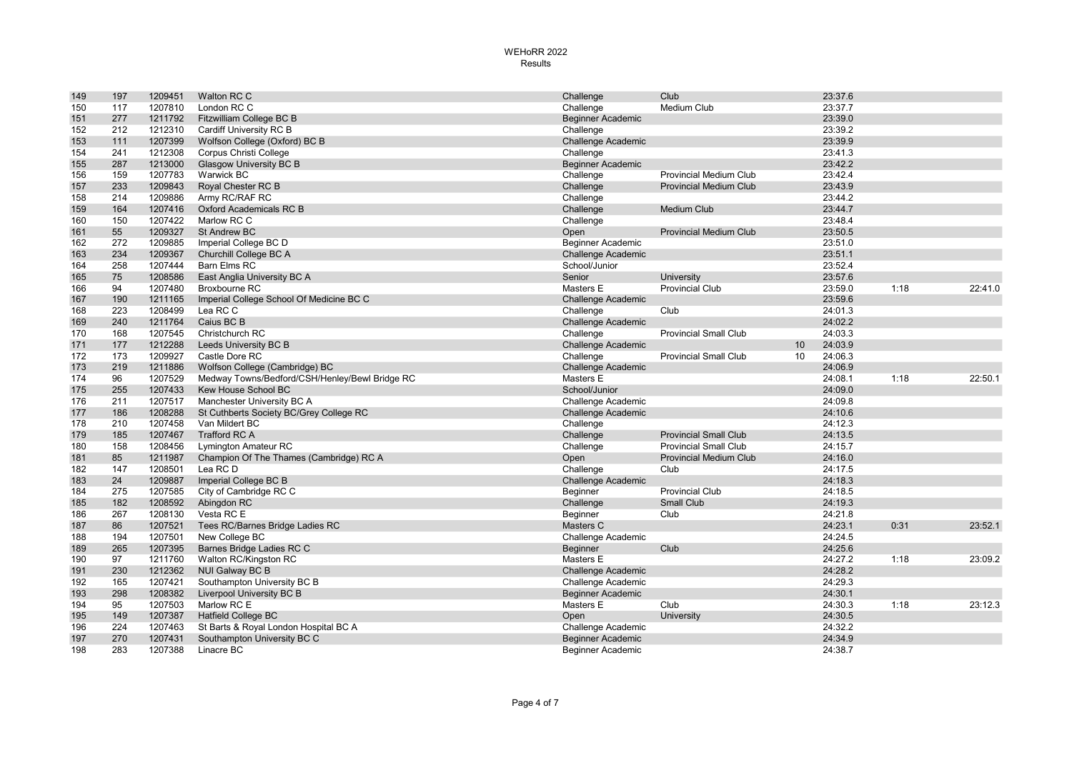# WEHoRR 2022
## Results

| | | | | | | | | | |
|---|---|---|---|---|---|---|---|---|---|
| 149 | 197 | 1209451 | Walton RC C | Challenge | Club | | 23:37.6 | | |
| 150 | 117 | 1207810 | London RC C | Challenge | Medium Club | | 23:37.7 | | |
| 151 | 277 | 1211792 | Fitzwilliam College BC B | Beginner Academic | | | 23:39.0 | | |
| 152 | 212 | 1212310 | Cardiff University RC B | Challenge | | | 23:39.2 | | |
| 153 | 111 | 1207399 | Wolfson College (Oxford) BC B | Challenge Academic | | | 23:39.9 | | |
| 154 | 241 | 1212308 | Corpus Christi College | Challenge | | | 23:41.3 | | |
| 155 | 287 | 1213000 | Glasgow University BC B | Beginner Academic | | | 23:42.2 | | |
| 156 | 159 | 1207783 | Warwick BC | Challenge | Provincial Medium Club | | 23:42.4 | | |
| 157 | 233 | 1209843 | Royal Chester RC B | Challenge | Provincial Medium Club | | 23:43.9 | | |
| 158 | 214 | 1209886 | Army RC/RAF RC | Challenge | | | 23:44.2 | | |
| 159 | 164 | 1207416 | Oxford Academicals RC B | Challenge | Medium Club | | 23:44.7 | | |
| 160 | 150 | 1207422 | Marlow RC C | Challenge | | | 23:48.4 | | |
| 161 | 55 | 1209327 | St Andrew BC | Open | Provincial Medium Club | | 23:50.5 | | |
| 162 | 272 | 1209885 | Imperial College BC D | Beginner Academic | | | 23:51.0 | | |
| 163 | 234 | 1209367 | Churchill College BC A | Challenge Academic | | | 23:51.1 | | |
| 164 | 258 | 1207444 | Barn Elms RC | School/Junior | | | 23:52.4 | | |
| 165 | 75 | 1208586 | East Anglia University BC A | Senior | University | | 23:57.6 | | |
| 166 | 94 | 1207480 | Broxbourne RC | Masters E | Provincial Club | | 23:59.0 | 1:18 | 22:41.0 |
| 167 | 190 | 1211165 | Imperial College School Of Medicine BC C | Challenge Academic | | | 23:59.6 | | |
| 168 | 223 | 1208499 | Lea RC C | Challenge | Club | | 24:01.3 | | |
| 169 | 240 | 1211764 | Caius BC B | Challenge Academic | | | 24:02.2 | | |
| 170 | 168 | 1207545 | Christchurch RC | Challenge | Provincial Small Club | | 24:03.3 | | |
| 171 | 177 | 1212288 | Leeds University BC B | Challenge Academic | | 10 | 24:03.9 | | |
| 172 | 173 | 1209927 | Castle Dore RC | Challenge | Provincial Small Club | 10 | 24:06.3 | | |
| 173 | 219 | 1211886 | Wolfson College (Cambridge) BC | Challenge Academic | | | 24:06.9 | | |
| 174 | 96 | 1207529 | Medway Towns/Bedford/CSH/Henley/Bewl Bridge RC | Masters E | | | 24:08.1 | 1:18 | 22:50.1 |
| 175 | 255 | 1207433 | Kew House School BC | School/Junior | | | 24:09.0 | | |
| 176 | 211 | 1207517 | Manchester University BC A | Challenge Academic | | | 24:09.8 | | |
| 177 | 186 | 1208288 | St Cuthberts Society BC/Grey College RC | Challenge Academic | | | 24:10.6 | | |
| 178 | 210 | 1207458 | Van Mildert BC | Challenge | | | 24:12.3 | | |
| 179 | 185 | 1207467 | Trafford RC A | Challenge | Provincial Small Club | | 24:13.5 | | |
| 180 | 158 | 1208456 | Lymington Amateur RC | Challenge | Provincial Small Club | | 24:15.7 | | |
| 181 | 85 | 1211987 | Champion Of The Thames (Cambridge) RC A | Open | Provincial Medium Club | | 24:16.0 | | |
| 182 | 147 | 1208501 | Lea RC D | Challenge | Club | | 24:17.5 | | |
| 183 | 24 | 1209887 | Imperial College BC B | Challenge Academic | | | 24:18.3 | | |
| 184 | 275 | 1207585 | City of Cambridge RC C | Beginner | Provincial Club | | 24:18.5 | | |
| 185 | 182 | 1208592 | Abingdon RC | Challenge | Small Club | | 24:19.3 | | |
| 186 | 267 | 1208130 | Vesta RC E | Beginner | Club | | 24:21.8 | | |
| 187 | 86 | 1207521 | Tees RC/Barnes Bridge Ladies RC | Masters C | | | 24:23.1 | 0:31 | 23:52.1 |
| 188 | 194 | 1207501 | New College BC | Challenge Academic | | | 24:24.5 | | |
| 189 | 265 | 1207395 | Barnes Bridge Ladies RC C | Beginner | Club | | 24:25.6 | | |
| 190 | 97 | 1211760 | Walton RC/Kingston RC | Masters E | | | 24:27.2 | 1:18 | 23:09.2 |
| 191 | 230 | 1212362 | NUI Galway BC B | Challenge Academic | | | 24:28.2 | | |
| 192 | 165 | 1207421 | Southampton University BC B | Challenge Academic | | | 24:29.3 | | |
| 193 | 298 | 1208382 | Liverpool University BC B | Beginner Academic | | | 24:30.1 | | |
| 194 | 95 | 1207503 | Marlow RC E | Masters E | Club | | 24:30.3 | 1:18 | 23:12.3 |
| 195 | 149 | 1207387 | Hatfield College BC | Open | University | | 24:30.5 | | |
| 196 | 224 | 1207463 | St Barts & Royal London Hospital BC A | Challenge Academic | | | 24:32.2 | | |
| 197 | 270 | 1207431 | Southampton University BC C | Beginner Academic | | | 24:34.9 | | |
| 198 | 283 | 1207388 | Linacre BC | Beginner Academic | | | 24:38.7 | | |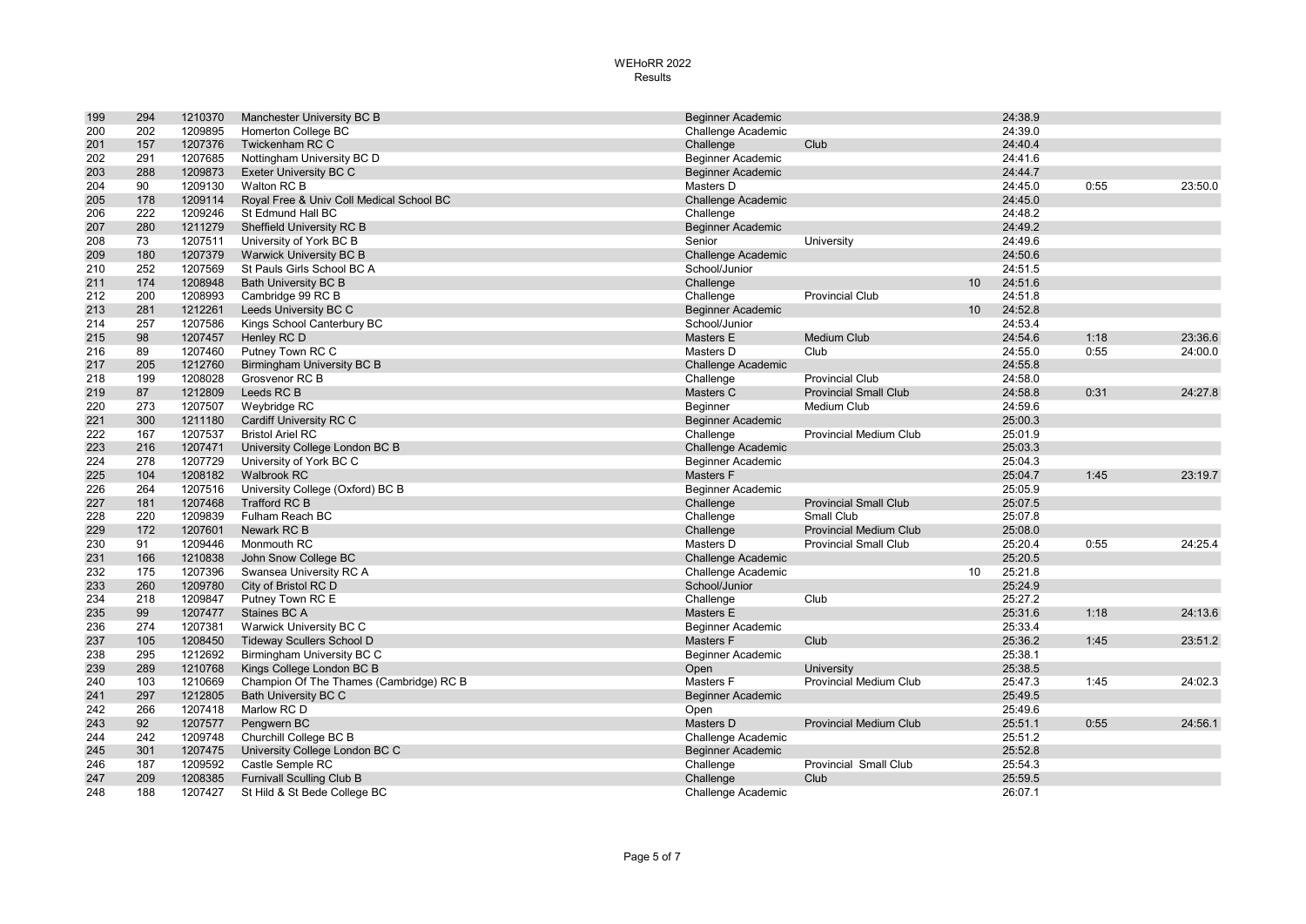# WEHoRR 2022
## Results

| | | | | | | | | | |
|---|---|---|---|---|---|---|---|---|---|
| 199 | 294 | 1210370 | Manchester University BC B | Beginner Academic | | | 24:38.9 | | |
| 200 | 202 | 1209895 | Homerton College BC | Challenge Academic | | | 24:39.0 | | |
| 201 | 157 | 1207376 | Twickenham RC C | Challenge | Club | | 24:40.4 | | |
| 202 | 291 | 1207685 | Nottingham University BC D | Beginner Academic | | | 24:41.6 | | |
| 203 | 288 | 1209873 | Exeter University BC C | Beginner Academic | | | 24:44.7 | | |
| 204 | 90 | 1209130 | Walton RC B | Masters D | | | 24:45.0 | 0:55 | 23:50.0 |
| 205 | 178 | 1209114 | Royal Free & Univ Coll Medical School BC | Challenge Academic | | | 24:45.0 | | |
| 206 | 222 | 1209246 | St Edmund Hall BC | Challenge | | | 24:48.2 | | |
| 207 | 280 | 1211279 | Sheffield University RC B | Beginner Academic | | | 24:49.2 | | |
| 208 | 73 | 1207511 | University of York BC B | Senior | University | | 24:49.6 | | |
| 209 | 180 | 1207379 | Warwick University BC B | Challenge Academic | | | 24:50.6 | | |
| 210 | 252 | 1207569 | St Pauls Girls School BC A | School/Junior | | | 24:51.5 | | |
| 211 | 174 | 1208948 | Bath University BC B | Challenge | | 10 | 24:51.6 | | |
| 212 | 200 | 1208993 | Cambridge 99 RC B | Challenge | Provincial Club | | 24:51.8 | | |
| 213 | 281 | 1212261 | Leeds University BC C | Beginner Academic | | 10 | 24:52.8 | | |
| 214 | 257 | 1207586 | Kings School Canterbury BC | School/Junior | | | 24:53.4 | | |
| 215 | 98 | 1207457 | Henley RC D | Masters E | Medium Club | | 24:54.6 | 1:18 | 23:36.6 |
| 216 | 89 | 1207460 | Putney Town RC C | Masters D | Club | | 24:55.0 | 0:55 | 24:00.0 |
| 217 | 205 | 1212760 | Birmingham University BC B | Challenge Academic | | | 24:55.8 | | |
| 218 | 199 | 1208028 | Grosvenor RC B | Challenge | Provincial Club | | 24:58.0 | | |
| 219 | 87 | 1212809 | Leeds RC B | Masters C | Provincial Small Club | | 24:58.8 | 0:31 | 24:27.8 |
| 220 | 273 | 1207507 | Weybridge RC | Beginner | Medium Club | | 24:59.6 | | |
| 221 | 300 | 1211180 | Cardiff University RC C | Beginner Academic | | | 25:00.3 | | |
| 222 | 167 | 1207537 | Bristol Ariel RC | Challenge | Provincial Medium Club | | 25:01.9 | | |
| 223 | 216 | 1207471 | University College London BC B | Challenge Academic | | | 25:03.3 | | |
| 224 | 278 | 1207729 | University of York BC C | Beginner Academic | | | 25:04.3 | | |
| 225 | 104 | 1208182 | Walbrook RC | Masters F | | | 25:04.7 | 1:45 | 23:19.7 |
| 226 | 264 | 1207516 | University College (Oxford) BC B | Beginner Academic | | | 25:05.9 | | |
| 227 | 181 | 1207468 | Trafford RC B | Challenge | Provincial Small Club | | 25:07.5 | | |
| 228 | 220 | 1209839 | Fulham Reach BC | Challenge | Small Club | | 25:07.8 | | |
| 229 | 172 | 1207601 | Newark RC B | Challenge | Provincial Medium Club | | 25:08.0 | | |
| 230 | 91 | 1209446 | Monmouth RC | Masters D | Provincial Small Club | | 25:20.4 | 0:55 | 24:25.4 |
| 231 | 166 | 1210838 | John Snow College BC | Challenge Academic | | | 25:20.5 | | |
| 232 | 175 | 1207396 | Swansea University RC A | Challenge Academic | | 10 | 25:21.8 | | |
| 233 | 260 | 1209780 | City of Bristol RC D | School/Junior | | | 25:24.9 | | |
| 234 | 218 | 1209847 | Putney Town RC E | Challenge | Club | | 25:27.2 | | |
| 235 | 99 | 1207477 | Staines BC A | Masters E | | | 25:31.6 | 1:18 | 24:13.6 |
| 236 | 274 | 1207381 | Warwick University BC C | Beginner Academic | | | 25:33.4 | | |
| 237 | 105 | 1208450 | Tideway Scullers School D | Masters F | Club | | 25:36.2 | 1:45 | 23:51.2 |
| 238 | 295 | 1212692 | Birmingham University BC C | Beginner Academic | | | 25:38.1 | | |
| 239 | 289 | 1210768 | Kings College London BC B | Open | University | | 25:38.5 | | |
| 240 | 103 | 1210669 | Champion Of The Thames (Cambridge) RC B | Masters F | Provincial Medium Club | | 25:47.3 | 1:45 | 24:02.3 |
| 241 | 297 | 1212805 | Bath University BC C | Beginner Academic | | | 25:49.5 | | |
| 242 | 266 | 1207418 | Marlow RC D | Open | | | 25:49.6 | | |
| 243 | 92 | 1207577 | Pengwern BC | Masters D | Provincial Medium Club | | 25:51.1 | 0:55 | 24:56.1 |
| 244 | 242 | 1209748 | Churchill College BC B | Challenge Academic | | | 25:51.2 | | |
| 245 | 301 | 1207475 | University College London BC C | Beginner Academic | | | 25:52.8 | | |
| 246 | 187 | 1209592 | Castle Semple RC | Challenge | Provincial Small Club | | 25:54.3 | | |
| 247 | 209 | 1208385 | Furnivall Sculling Club B | Challenge | Club | | 25:59.5 | | |
| 248 | 188 | 1207427 | St Hild & St Bede College BC | Challenge Academic | | | 26:07.1 | | |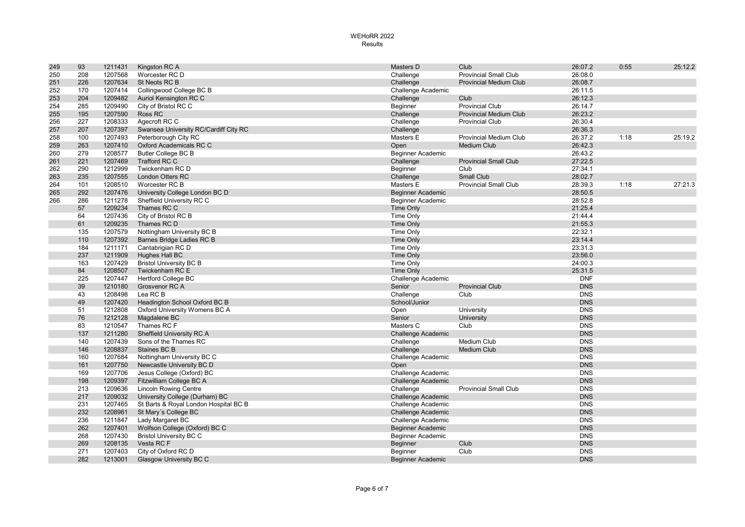WEHoRR 2022
Results

| | | | | | | | | |
|---|---|---|---|---|---|---|---|---|
| 249 | 93 | 1211431 | Kingston RC A | Masters D | Club | 26:07.2 | 0:55 | 25:12.2 |
| 250 | 208 | 1207568 | Worcester RC D | Challenge | Provincial Small Club | 26:08.0 | | |
| 251 | 226 | 1207634 | St Neots RC B | Challenge | Provincial Medium Club | 26:08.7 | | |
| 252 | 170 | 1207414 | Collingwood College BC B | Challenge Academic | | 26:11.5 | | |
| 253 | 204 | 1209482 | Auriol Kensington RC C | Challenge | Club | 26:12.3 | | |
| 254 | 285 | 1209490 | City of Bristol RC C | Beginner | Provincial Club | 26:14.7 | | |
| 255 | 195 | 1207590 | Ross RC | Challenge | Provincial Medium Club | 26:23.2 | | |
| 256 | 227 | 1208333 | Agecroft RC C | Challenge | Provincial Club | 26:30.4 | | |
| 257 | 207 | 1207397 | Swansea University RC/Cardiff City RC | Challenge | | 26:36.3 | | |
| 258 | 100 | 1207493 | Peterborough City RC | Masters E | Provincial Medium Club | 26:37.2 | 1:18 | 25:19.2 |
| 259 | 263 | 1207410 | Oxford Academicals RC C | Open | Medium Club | 26:42.3 | | |
| 260 | 279 | 1208577 | Butler College BC B | Beginner Academic | | 26:43.2 | | |
| 261 | 221 | 1207469 | Trafford RC C | Challenge | Provincial Small Club | 27:22.5 | | |
| 262 | 290 | 1212999 | Twickenham RC D | Beginner | Club | 27:34.1 | | |
| 263 | 235 | 1207555 | London Otters RC | Challenge | Small Club | 28:02.7 | | |
| 264 | 101 | 1208510 | Worcester RC B | Masters E | Provincial Small Club | 28:39.3 | 1:18 | 27:21.3 |
| 265 | 292 | 1207476 | University College London BC D | Beginner Academic | | 28:50.5 | | |
| 266 | 286 | 1211278 | Sheffield University RC C | Beginner Academic | | 28:52.8 | | |
| | 57 | 1209234 | Thames RC C | Time Only | | 21:25.4 | | |
| | 64 | 1207436 | City of Bristol RC B | Time Only | | 21:44.4 | | |
| | 61 | 1209235 | Thames RC D | Time Only | | 21:55.3 | | |
| | 135 | 1207579 | Nottingham University BC B | Time Only | | 22:32.1 | | |
| | 110 | 1207392 | Barnes Bridge Ladies RC B | Time Only | | 23:14.4 | | |
| | 184 | 1211171 | Cantabrigian RC D | Time Only | | 23:31.3 | | |
| | 237 | 1211909 | Hughes Hall BC | Time Only | | 23:56.0 | | |
| | 163 | 1207429 | Bristol University BC B | Time Only | | 24:00.3 | | |
| | 84 | 1208507 | Twickenham RC E | Time Only | | 25:31.5 | | |
| | 225 | 1207447 | Hertford College BC | Challenge Academic | | DNF | | |
| | 39 | 1210180 | Grosvenor RC A | Senior | Provincial Club | DNS | | |
| | 43 | 1208498 | Lea RC B | Challenge | Club | DNS | | |
| | 49 | 1207420 | Headington School Oxford BC B | School/Junior | | DNS | | |
| | 51 | 1212808 | Oxford University Womens BC A | Open | University | DNS | | |
| | 76 | 1212128 | Magdalene BC | Senior | University | DNS | | |
| | 83 | 1210547 | Thames RC F | Masters C | Club | DNS | | |
| | 137 | 1211280 | Sheffield University RC A | Challenge Academic | | DNS | | |
| | 140 | 1207439 | Sons of the Thames RC | Challenge | Medium Club | DNS | | |
| | 146 | 1208837 | Staines BC B | Challenge | Medium Club | DNS | | |
| | 160 | 1207684 | Nottingham University BC C | Challenge Academic | | DNS | | |
| | 161 | 1207750 | Newcastle University BC D | Open | | DNS | | |
| | 169 | 1207706 | Jesus College (Oxford) BC | Challenge Academic | | DNS | | |
| | 198 | 1209397 | Fitzwilliam College BC A | Challenge Academic | | DNS | | |
| | 213 | 1209636 | Lincoln Rowing Centre | Challenge | Provincial Small Club | DNS | | |
| | 217 | 1209032 | University College (Durham) BC | Challenge Academic | | DNS | | |
| | 231 | 1207465 | St Barts & Royal London Hospital BC B | Challenge Academic | | DNS | | |
| | 232 | 1208961 | St Mary´s College BC | Challenge Academic | | DNS | | |
| | 236 | 1211847 | Lady Margaret BC | Challenge Academic | | DNS | | |
| | 262 | 1207401 | Wolfson College (Oxford) BC C | Beginner Academic | | DNS | | |
| | 268 | 1207430 | Bristol University BC C | Beginner Academic | | DNS | | |
| | 269 | 1208135 | Vesta RC F | Beginner | Club | DNS | | |
| | 271 | 1207403 | City of Oxford RC D | Beginner | Club | DNS | | |
| | 282 | 1213001 | Glasgow University BC C | Beginner Academic | | DNS | | |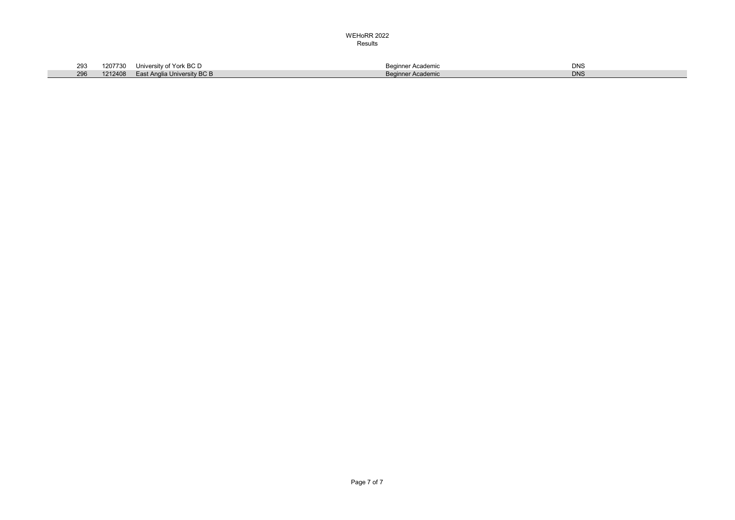WEHoRR 2022
Results

| | | | | |
|---|---|---|---|---|
| 293 | 1207730 | University of York BC D | Beginner Academic | DNS |
| 296 | 1212408 | East Anglia University BC B | Beginner Academic | DNS |